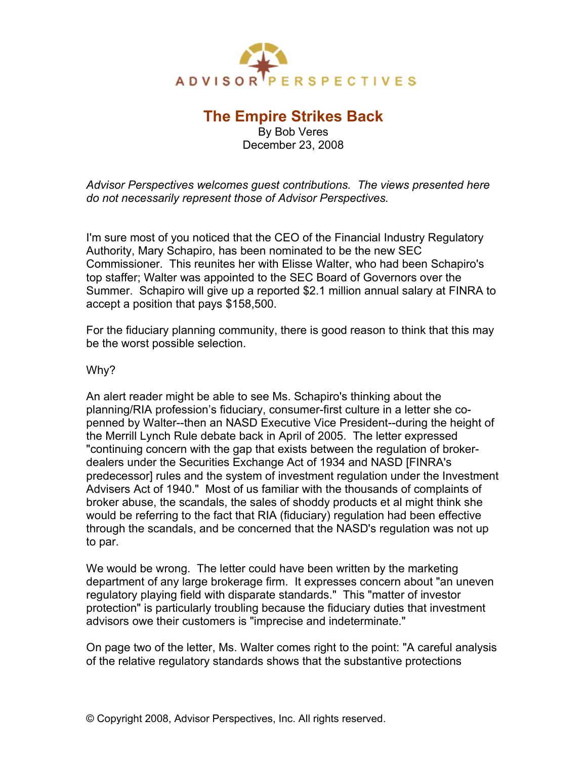ADVISOR PERSPECTIVES

# The Empire Strikes Back

By Bob Veres
December 23, 2008

*Advisor Perspectives welcomes guest contributions. The views presented here do not necessarily represent those of Advisor Perspectives.*

I'm sure most of you noticed that the CEO of the Financial Industry Regulatory Authority, Mary Schapiro, has been nominated to be the new SEC Commissioner. This reunites her with Elisse Walter, who had been Schapiro's top staffer; Walter was appointed to the SEC Board of Governors over the Summer. Schapiro will give up a reported $2.1 million annual salary at FINRA to accept a position that pays $158,500.

For the fiduciary planning community, there is good reason to think that this may be the worst possible selection.

Why?

An alert reader might be able to see Ms. Schapiro's thinking about the planning/RIA profession's fiduciary, consumer-first culture in a letter she co-penned by Walter--then an NASD Executive Vice President--during the height of the Merrill Lynch Rule debate back in April of 2005. The letter expressed "continuing concern with the gap that exists between the regulation of broker-dealers under the Securities Exchange Act of 1934 and NASD [FINRA's predecessor] rules and the system of investment regulation under the Investment Advisers Act of 1940." Most of us familiar with the thousands of complaints of broker abuse, the scandals, the sales of shoddy products et al might think she would be referring to the fact that RIA (fiduciary) regulation had been effective through the scandals, and be concerned that the NASD's regulation was not up to par.

We would be wrong. The letter could have been written by the marketing department of any large brokerage firm. It expresses concern about "an uneven regulatory playing field with disparate standards." This "matter of investor protection" is particularly troubling because the fiduciary duties that investment advisors owe their customers is "imprecise and indeterminate."

On page two of the letter, Ms. Walter comes right to the point: "A careful analysis of the relative regulatory standards shows that the substantive protections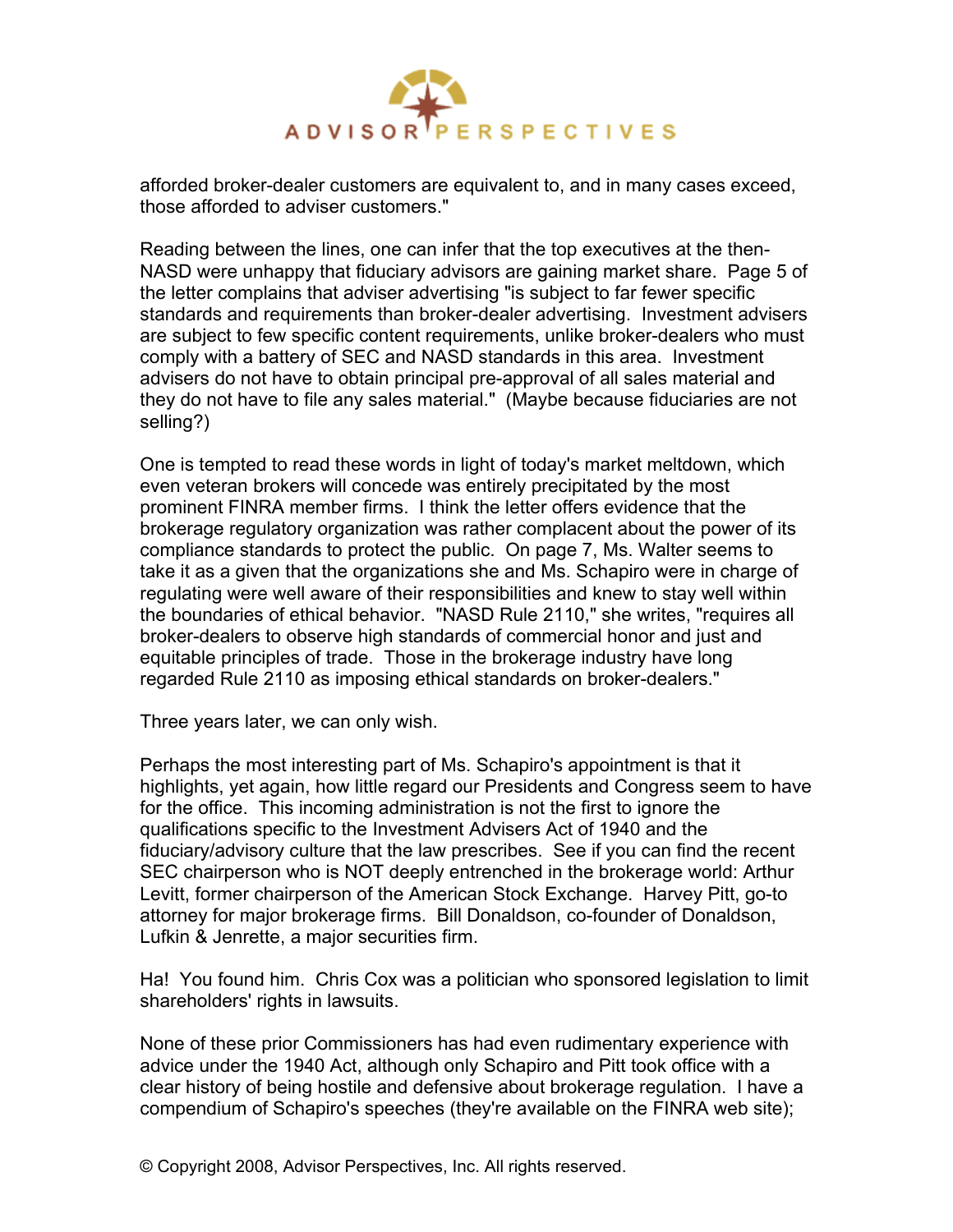afforded broker-dealer customers are equivalent to, and in many cases exceed, those afforded to adviser customers."

Reading between the lines, one can infer that the top executives at the then-NASD were unhappy that fiduciary advisors are gaining market share. Page 5 of the letter complains that adviser advertising "is subject to far fewer specific standards and requirements than broker-dealer advertising. Investment advisers are subject to few specific content requirements, unlike broker-dealers who must comply with a battery of SEC and NASD standards in this area. Investment advisers do not have to obtain principal pre-approval of all sales material and they do not have to file any sales material." (Maybe because fiduciaries are not selling?)

One is tempted to read these words in light of today's market meltdown, which even veteran brokers will concede was entirely precipitated by the most prominent FINRA member firms. I think the letter offers evidence that the brokerage regulatory organization was rather complacent about the power of its compliance standards to protect the public. On page 7, Ms. Walter seems to take it as a given that the organizations she and Ms. Schapiro were in charge of regulating were well aware of their responsibilities and knew to stay well within the boundaries of ethical behavior. "NASD Rule 2110," she writes, "requires all broker-dealers to observe high standards of commercial honor and just and equitable principles of trade. Those in the brokerage industry have long regarded Rule 2110 as imposing ethical standards on broker-dealers."

Three years later, we can only wish.

Perhaps the most interesting part of Ms. Schapiro's appointment is that it highlights, yet again, how little regard our Presidents and Congress seem to have for the office. This incoming administration is not the first to ignore the qualifications specific to the Investment Advisers Act of 1940 and the fiduciary/advisory culture that the law prescribes. See if you can find the recent SEC chairperson who is NOT deeply entrenched in the brokerage world: Arthur Levitt, former chairperson of the American Stock Exchange. Harvey Pitt, go-to attorney for major brokerage firms. Bill Donaldson, co-founder of Donaldson, Lufkin & Jenrette, a major securities firm.

Ha! You found him. Chris Cox was a politician who sponsored legislation to limit shareholders' rights in lawsuits.

None of these prior Commissioners has had even rudimentary experience with advice under the 1940 Act, although only Schapiro and Pitt took office with a clear history of being hostile and defensive about brokerage regulation. I have a compendium of Schapiro's speeches (they're available on the FINRA web site);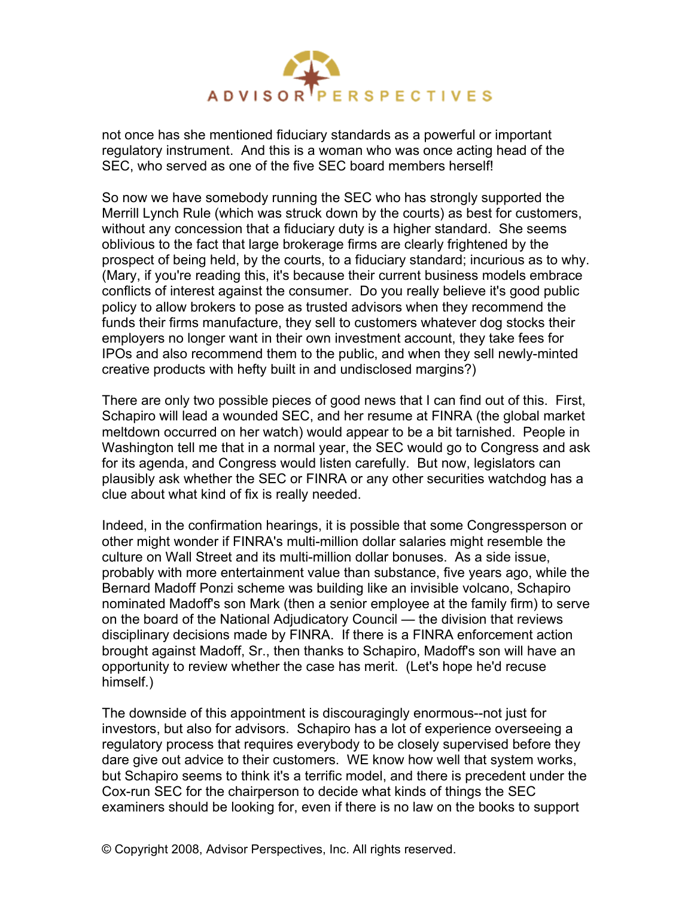not once has she mentioned fiduciary standards as a powerful or important regulatory instrument. And this is a woman who was once acting head of the SEC, who served as one of the five SEC board members herself!

So now we have somebody running the SEC who has strongly supported the Merrill Lynch Rule (which was struck down by the courts) as best for customers, without any concession that a fiduciary duty is a higher standard. She seems oblivious to the fact that large brokerage firms are clearly frightened by the prospect of being held, by the courts, to a fiduciary standard; incurious as to why. (Mary, if you're reading this, it's because their current business models embrace conflicts of interest against the consumer. Do you really believe it's good public policy to allow brokers to pose as trusted advisors when they recommend the funds their firms manufacture, they sell to customers whatever dog stocks their employers no longer want in their own investment account, they take fees for IPOs and also recommend them to the public, and when they sell newly-minted creative products with hefty built in and undisclosed margins?)

There are only two possible pieces of good news that I can find out of this. First, Schapiro will lead a wounded SEC, and her resume at FINRA (the global market meltdown occurred on her watch) would appear to be a bit tarnished. People in Washington tell me that in a normal year, the SEC would go to Congress and ask for its agenda, and Congress would listen carefully. But now, legislators can plausibly ask whether the SEC or FINRA or any other securities watchdog has a clue about what kind of fix is really needed.

Indeed, in the confirmation hearings, it is possible that some Congressperson or other might wonder if FINRA's multi-million dollar salaries might resemble the culture on Wall Street and its multi-million dollar bonuses. As a side issue, probably with more entertainment value than substance, five years ago, while the Bernard Madoff Ponzi scheme was building like an invisible volcano, Schapiro nominated Madoff's son Mark (then a senior employee at the family firm) to serve on the board of the National Adjudicatory Council — the division that reviews disciplinary decisions made by FINRA. If there is a FINRA enforcement action brought against Madoff, Sr., then thanks to Schapiro, Madoff's son will have an opportunity to review whether the case has merit. (Let's hope he'd recuse himself.)

The downside of this appointment is discouragingly enormous--not just for investors, but also for advisors. Schapiro has a lot of experience overseeing a regulatory process that requires everybody to be closely supervised before they dare give out advice to their customers. WE know how well that system works, but Schapiro seems to think it's a terrific model, and there is precedent under the Cox-run SEC for the chairperson to decide what kinds of things the SEC examiners should be looking for, even if there is no law on the books to support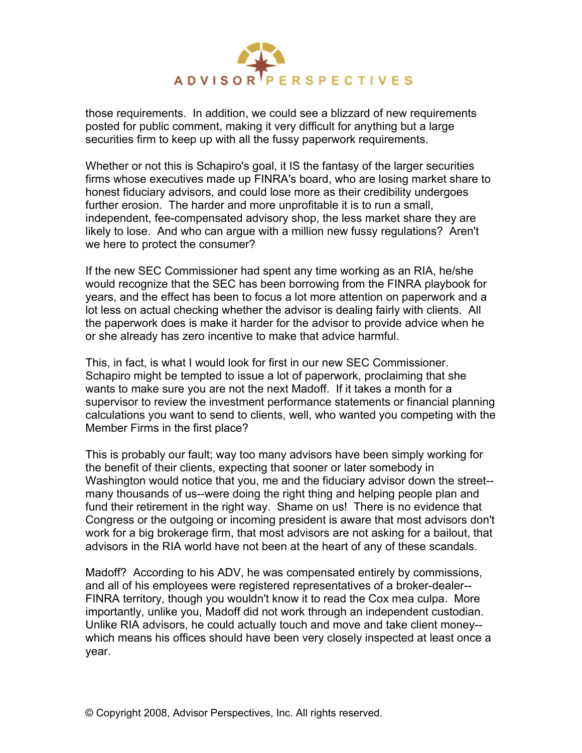those requirements. In addition, we could see a blizzard of new requirements posted for public comment, making it very difficult for anything but a large securities firm to keep up with all the fussy paperwork requirements.

Whether or not this is Schapiro's goal, it IS the fantasy of the larger securities firms whose executives made up FINRA's board, who are losing market share to honest fiduciary advisors, and could lose more as their credibility undergoes further erosion. The harder and more unprofitable it is to run a small, independent, fee-compensated advisory shop, the less market share they are likely to lose. And who can argue with a million new fussy regulations? Aren't we here to protect the consumer?

If the new SEC Commissioner had spent any time working as an RIA, he/she would recognize that the SEC has been borrowing from the FINRA playbook for years, and the effect has been to focus a lot more attention on paperwork and a lot less on actual checking whether the advisor is dealing fairly with clients. All the paperwork does is make it harder for the advisor to provide advice when he or she already has zero incentive to make that advice harmful.

This, in fact, is what I would look for first in our new SEC Commissioner. Schapiro might be tempted to issue a lot of paperwork, proclaiming that she wants to make sure you are not the next Madoff. If it takes a month for a supervisor to review the investment performance statements or financial planning calculations you want to send to clients, well, who wanted you competing with the Member Firms in the first place?

This is probably our fault; way too many advisors have been simply working for the benefit of their clients, expecting that sooner or later somebody in Washington would notice that you, me and the fiduciary advisor down the street--many thousands of us--were doing the right thing and helping people plan and fund their retirement in the right way. Shame on us! There is no evidence that Congress or the outgoing or incoming president is aware that most advisors don't work for a big brokerage firm, that most advisors are not asking for a bailout, that advisors in the RIA world have not been at the heart of any of these scandals.

Madoff? According to his ADV, he was compensated entirely by commissions, and all of his employees were registered representatives of a broker-dealer--FINRA territory, though you wouldn't know it to read the Cox mea culpa. More importantly, unlike you, Madoff did not work through an independent custodian. Unlike RIA advisors, he could actually touch and move and take client money--which means his offices should have been very closely inspected at least once a year.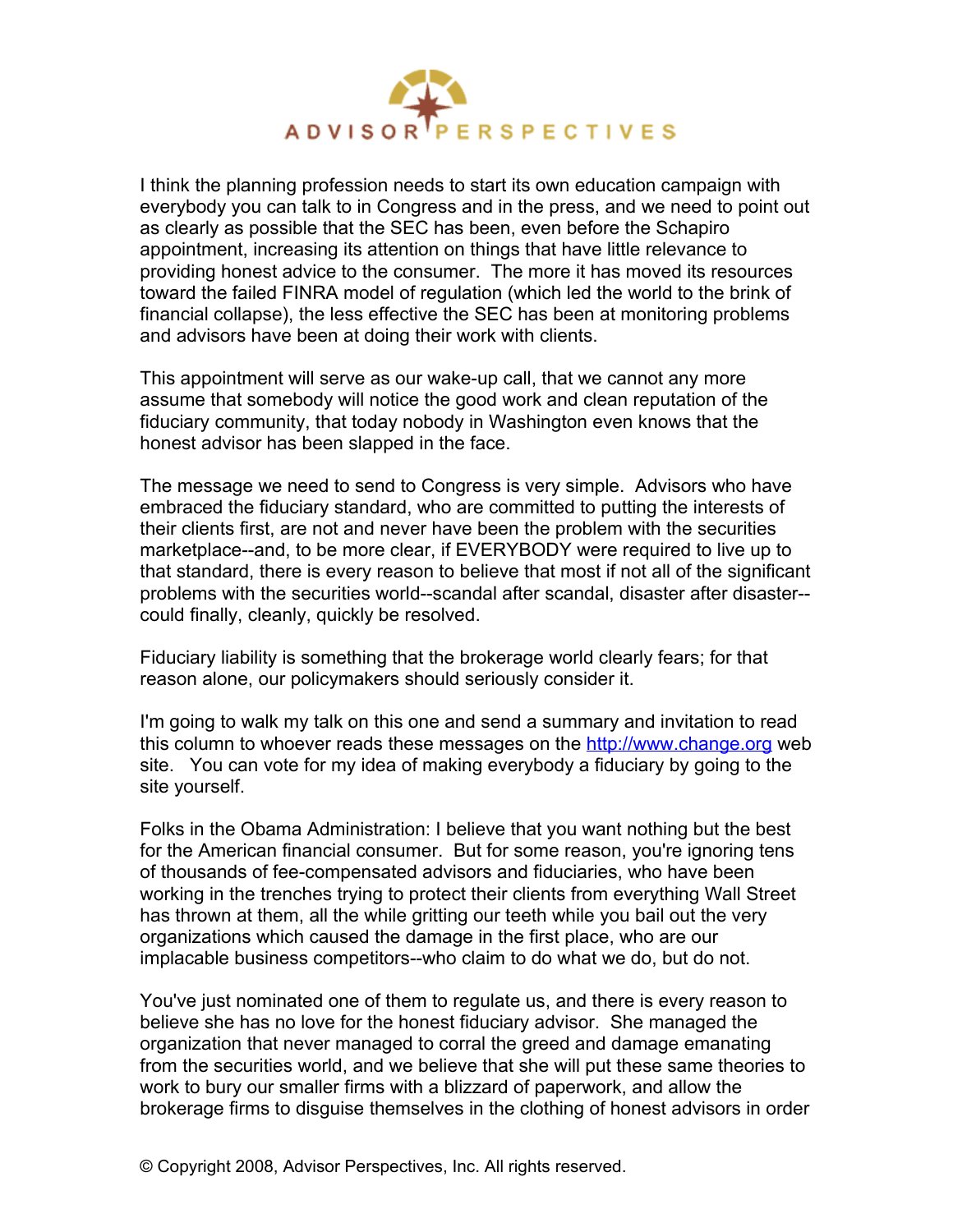I think the planning profession needs to start its own education campaign with everybody you can talk to in Congress and in the press, and we need to point out as clearly as possible that the SEC has been, even before the Schapiro appointment, increasing its attention on things that have little relevance to providing honest advice to the consumer. The more it has moved its resources toward the failed FINRA model of regulation (which led the world to the brink of financial collapse), the less effective the SEC has been at monitoring problems and advisors have been at doing their work with clients.

This appointment will serve as our wake-up call, that we cannot any more assume that somebody will notice the good work and clean reputation of the fiduciary community, that today nobody in Washington even knows that the honest advisor has been slapped in the face.

The message we need to send to Congress is very simple. Advisors who have embraced the fiduciary standard, who are committed to putting the interests of their clients first, are not and never have been the problem with the securities marketplace--and, to be more clear, if EVERYBODY were required to live up to that standard, there is every reason to believe that most if not all of the significant problems with the securities world--scandal after scandal, disaster after disaster--could finally, cleanly, quickly be resolved.

Fiduciary liability is something that the brokerage world clearly fears; for that reason alone, our policymakers should seriously consider it.

I'm going to walk my talk on this one and send a summary and invitation to read this column to whoever reads these messages on the [http://www.change.org](http://www.change.org) web site. You can vote for my idea of making everybody a fiduciary by going to the site yourself.

Folks in the Obama Administration: I believe that you want nothing but the best for the American financial consumer. But for some reason, you're ignoring tens of thousands of fee-compensated advisors and fiduciaries, who have been working in the trenches trying to protect their clients from everything Wall Street has thrown at them, all the while gritting our teeth while you bail out the very organizations which caused the damage in the first place, who are our implacable business competitors--who claim to do what we do, but do not.

You've just nominated one of them to regulate us, and there is every reason to believe she has no love for the honest fiduciary advisor. She managed the organization that never managed to corral the greed and damage emanating from the securities world, and we believe that she will put these same theories to work to bury our smaller firms with a blizzard of paperwork, and allow the brokerage firms to disguise themselves in the clothing of honest advisors in order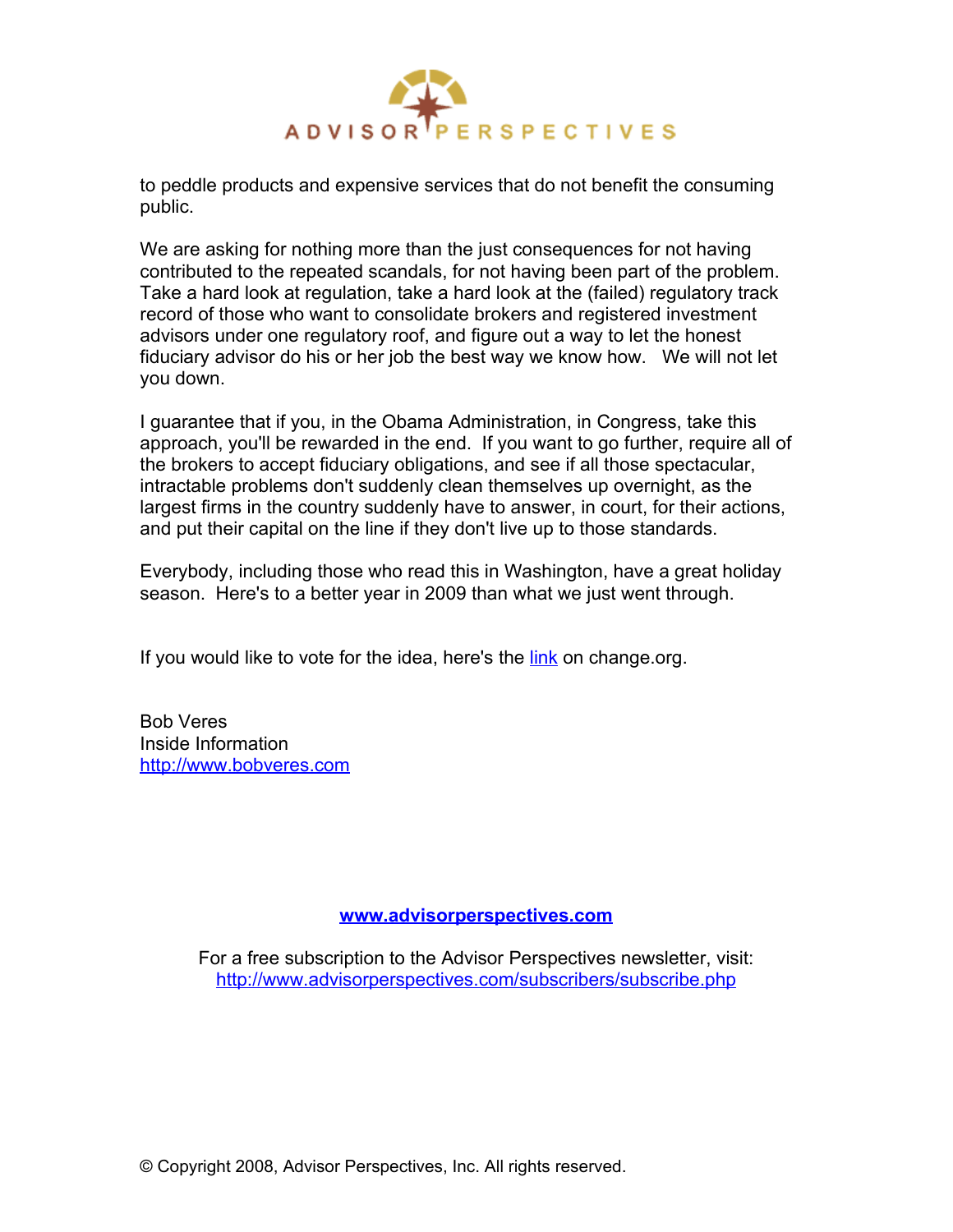to peddle products and expensive services that do not benefit the consuming public.

We are asking for nothing more than the just consequences for not having contributed to the repeated scandals, for not having been part of the problem. Take a hard look at regulation, take a hard look at the (failed) regulatory track record of those who want to consolidate brokers and registered investment advisors under one regulatory roof, and figure out a way to let the honest fiduciary advisor do his or her job the best way we know how.   We will not let you down.

I guarantee that if you, in the Obama Administration, in Congress, take this approach, you'll be rewarded in the end.  If you want to go further, require all of the brokers to accept fiduciary obligations, and see if all those spectacular, intractable problems don't suddenly clean themselves up overnight, as the largest firms in the country suddenly have to answer, in court, for their actions, and put their capital on the line if they don't live up to those standards.

Everybody, including those who read this in Washington, have a great holiday season.  Here's to a better year in 2009 than what we just went through.

If you would like to vote for the idea, here's the link on change.org.

Bob Veres
Inside Information
http://www.bobveres.com

**www.advisorperspectives.com**

For a free subscription to the Advisor Perspectives newsletter, visit:
http://www.advisorperspectives.com/subscribers/subscribe.php

© Copyright 2008, Advisor Perspectives, Inc. All rights reserved.